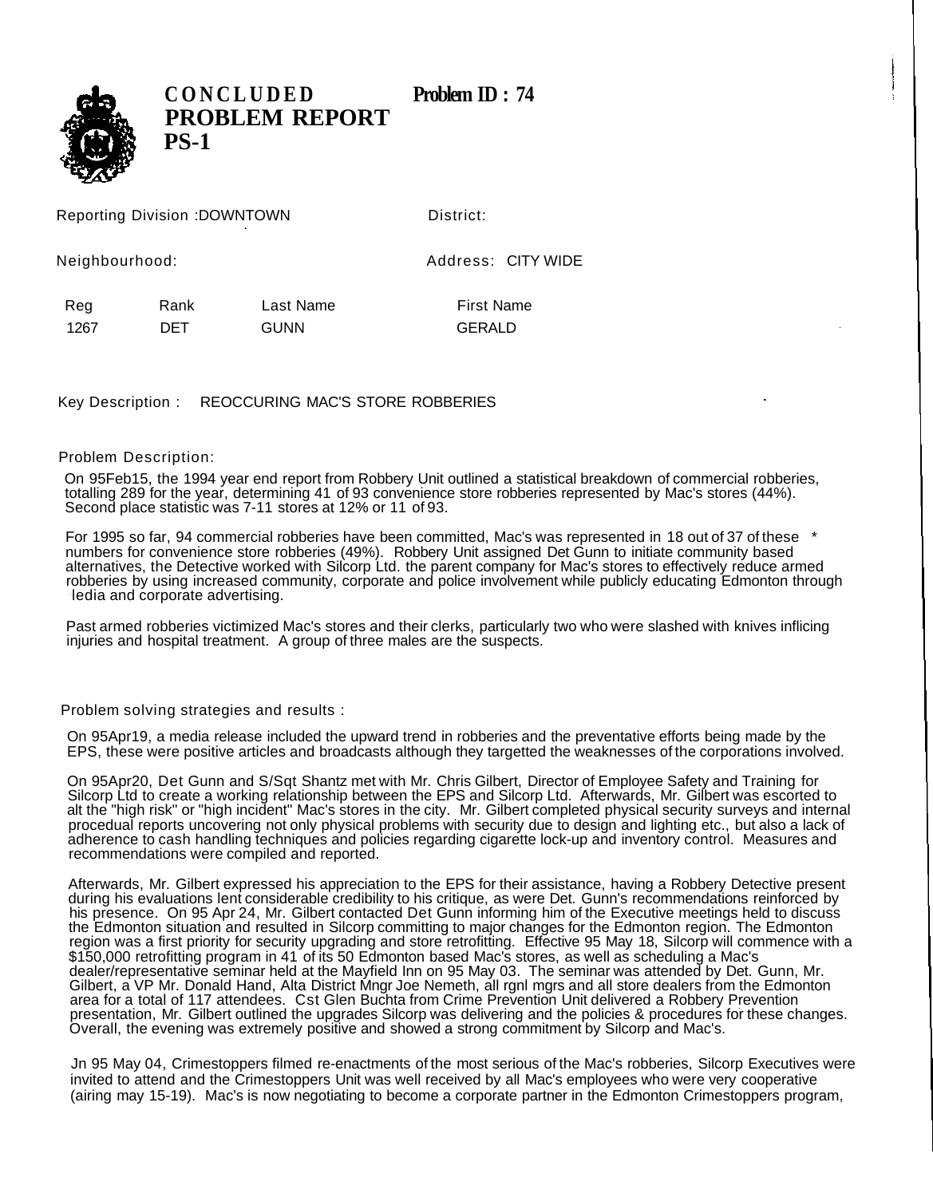# CONCLUDED PROBLEM REPORT PS-1

**Problem ID : 74**

Reporting Division :DOWNTOWN

District:

Neighbourhood:

Address: CITY WIDE

| Reg | Rank | Last Name | First Name |
|---|---|---|---|
| 1267 | DET | GUNN | GERALD |

Key Description : REOCCURING MAC'S STORE ROBBERIES

## Problem Description:

On 95Feb15, the 1994 year end report from Robbery Unit outlined a statistical breakdown of commercial robberies, totalling 289 for the year, determining 41 of 93 convenience store robberies represented by Mac's stores (44%). Second place statistic was 7-11 stores at 12% or 11 of 93.

For 1995 so far, 94 commercial robberies have been committed, Mac's was represented in 18 out of 37 of these * numbers for convenience store robberies (49%). Robbery Unit assigned Det Gunn to initiate community based alternatives, the Detective worked with Silcorp Ltd. the parent company for Mac's stores to effectively reduce armed robberies by using increased community, corporate and police involvement while publicly educating Edmonton through ledia and corporate advertising.

Past armed robberies victimized Mac's stores and their clerks, particularly two who were slashed with knives inflicing injuries and hospital treatment. A group of three males are the suspects.

## Problem solving strategies and results :

On 95Apr19, a media release included the upward trend in robberies and the preventative efforts being made by the EPS, these were positive articles and broadcasts although they targetted the weaknesses of the corporations involved.

On 95Apr20, Det Gunn and S/Sqt Shantz met with Mr. Chris Gilbert, Director of Employee Safety and Training for Silcorp Ltd to create a working relationship between the EPS and Silcorp Ltd. Afterwards, Mr. Gilbert was escorted to alt the "high risk" or "high incident" Mac's stores in the city. Mr. Gilbert completed physical security surveys and internal procedual reports uncovering not only physical problems with security due to design and lighting etc., but also a lack of adherence to cash handling techniques and policies regarding cigarette lock-up and inventory control. Measures and recommendations were compiled and reported.

Afterwards, Mr. Gilbert expressed his appreciation to the EPS for their assistance, having a Robbery Detective present during his evaluations lent considerable credibility to his critique, as were Det. Gunn's recommendations reinforced by his presence. On 95 Apr 24, Mr. Gilbert contacted Det Gunn informing him of the Executive meetings held to discuss the Edmonton situation and resulted in Silcorp committing to major changes for the Edmonton region. The Edmonton region was a first priority for security upgrading and store retrofitting. Effective 95 May 18, Silcorp will commence with a $150,000 retrofitting program in 41 of its 50 Edmonton based Mac's stores, as well as scheduling a Mac's dealer/representative seminar held at the Mayfield Inn on 95 May 03. The seminar was attended by Det. Gunn, Mr. Gilbert, a VP Mr. Donald Hand, Alta District Mngr Joe Nemeth, all rgnl mgrs and all store dealers from the Edmonton area for a total of 117 attendees. Cst Glen Buchta from Crime Prevention Unit delivered a Robbery Prevention presentation, Mr. Gilbert outlined the upgrades Silcorp was delivering and the policies & procedures for these changes. Overall, the evening was extremely positive and showed a strong commitment by Silcorp and Mac's.

Jn 95 May 04, Crimestoppers filmed re-enactments of the most serious of the Mac's robberies, Silcorp Executives were invited to attend and the Crimestoppers Unit was well received by all Mac's employees who were very cooperative (airing may 15-19). Mac's is now negotiating to become a corporate partner in the Edmonton Crimestoppers program,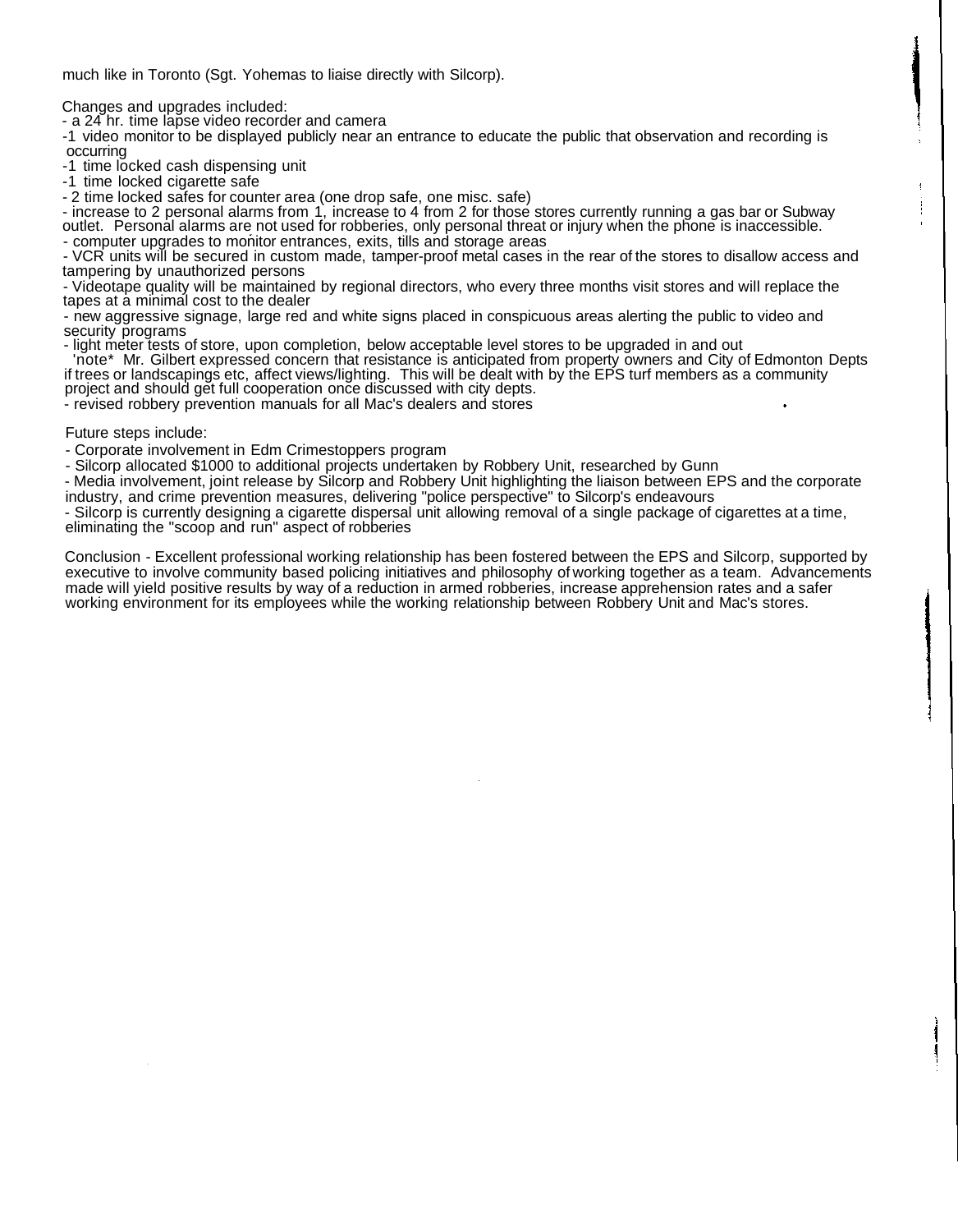much like in Toronto (Sgt. Yohemas to liaise directly with Silcorp).

Changes and upgrades included:

- a 24 hr. time lapse video recorder and camera
- 1 video monitor to be displayed publicly near an entrance to educate the public that observation and recording is occurring
- 1 time locked cash dispensing unit
- 1 time locked cigarette safe
- 2 time locked safes for counter area (one drop safe, one misc. safe)
- increase to 2 personal alarms from 1, increase to 4 from 2 for those stores currently running a gas bar or Subway outlet. Personal alarms are not used for robberies, only personal threat or injury when the phone is inaccessible.
- computer upgrades to monitor entrances, exits, tills and storage areas
- VCR units will be secured in custom made, tamper-proof metal cases in the rear of the stores to disallow access and tampering by unauthorized persons
- Videotape quality will be maintained by regional directors, who every three months visit stores and will replace the tapes at a minimal cost to the dealer
- new aggressive signage, large red and white signs placed in conspicuous areas alerting the public to video and security programs
- light meter tests of store, upon completion, below acceptable level stores to be upgraded in and out
  'note* Mr. Gilbert expressed concern that resistance is anticipated from property owners and City of Edmonton Depts if trees or landscapings etc, affect views/lighting. This will be dealt with by the EPS turf members as a community project and should get full cooperation once discussed with city depts.
- revised robbery prevention manuals for all Mac's dealers and stores

Future steps include:

- Corporate involvement in Edm Crimestoppers program
- Silcorp allocated $1000 to additional projects undertaken by Robbery Unit, researched by Gunn
- Media involvement, joint release by Silcorp and Robbery Unit highlighting the liaison between EPS and the corporate industry, and crime prevention measures, delivering "police perspective" to Silcorp's endeavours
- Silcorp is currently designing a cigarette dispersal unit allowing removal of a single package of cigarettes at a time, eliminating the "scoop and run" aspect of robberies

Conclusion - Excellent professional working relationship has been fostered between the EPS and Silcorp, supported by executive to involve community based policing initiatives and philosophy of working together as a team. Advancements made will yield positive results by way of a reduction in armed robberies, increase apprehension rates and a safer working environment for its employees while the working relationship between Robbery Unit and Mac's stores.